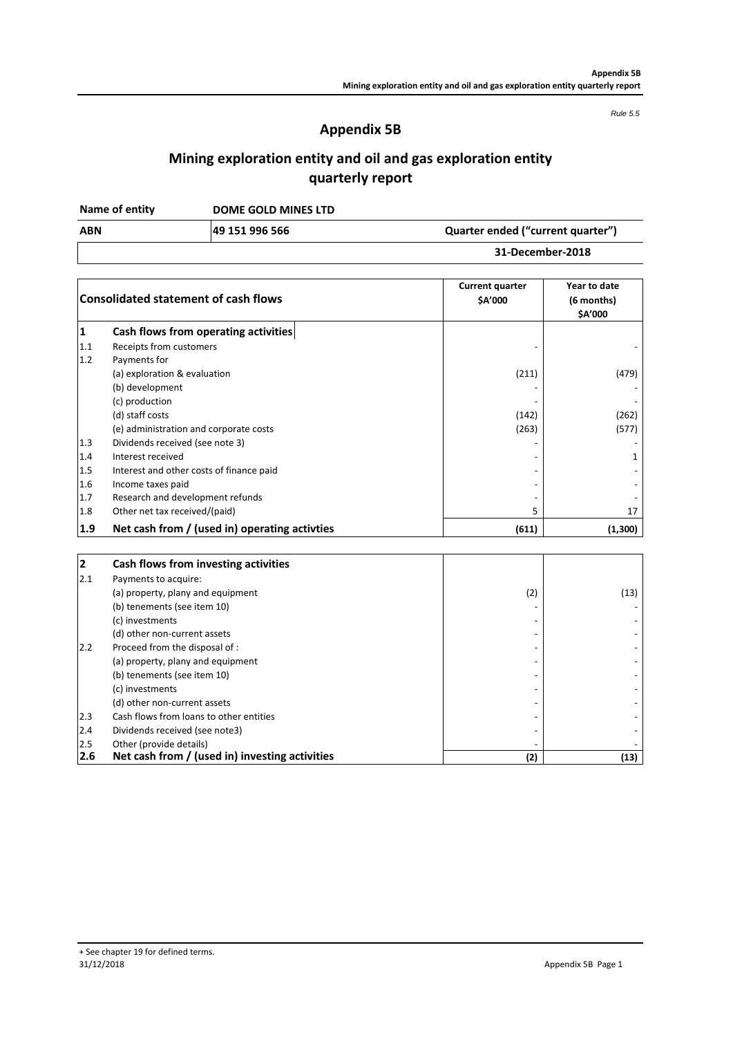*Rule 5.5*

# Appendix 5B

## Mining exploration entity and oil and gas exploration entity quarterly report

| Name of entity | DOME GOLD MINES LTD | |
|---|---|---|
| **ABN** | **49 151 996 566** | **Quarter ended ("current quarter")** |
| | | **31-December-2018** |

| | Consolidated statement of cash flows | Current quarter $A'000 | Year to date (6 months) $A'000 |
|---|---|---|---|
| **1** | **Cash flows from operating activities** | | |
| 1.1 | Receipts from customers | - | - |
| 1.2 | Payments for | | |
| | (a) exploration & evaluation | (211) | (479) |
| | (b) development | - | - |
| | (c) production | - | - |
| | (d) staff costs | (142) | (262) |
| | (e) administration and corporate costs | (263) | (577) |
| 1.3 | Dividends received (see note 3) | - | - |
| 1.4 | Interest received | - | 1 |
| 1.5 | Interest and other costs of finance paid | - | - |
| 1.6 | Income taxes paid | - | - |
| 1.7 | Research and development refunds | - | - |
| 1.8 | Other net tax received/(paid) | 5 | 17 |
| **1.9** | **Net cash from / (used in) operating activvties** | **(611)** | **(1,300)** |

| | | | |
|---|---|---|---|
| **2** | **Cash flows from investing activities** | | |
| 2.1 | Payments to acquire: | | |
| | (a) property, plany and equipment | (2) | (13) |
| | (b) tenements (see item 10) | - | - |
| | (c) investments | - | - |
| | (d) other non-current assets | - | - |
| 2.2 | Proceed from the disposal of : | - | - |
| | (a) property, plany and equipment | - | - |
| | (b) tenements (see item 10) | - | - |
| | (c) investments | - | - |
| | (d) other non-current assets | - | - |
| 2.3 | Cash flows from loans to other entities | - | - |
| 2.4 | Dividends received (see note3) | - | - |
| 2.5 | Other (provide details) | - | - |
| **2.6** | **Net cash from / (used in) investing activities** | **(2)** | **(13)** |

+ See chapter 19 for defined terms.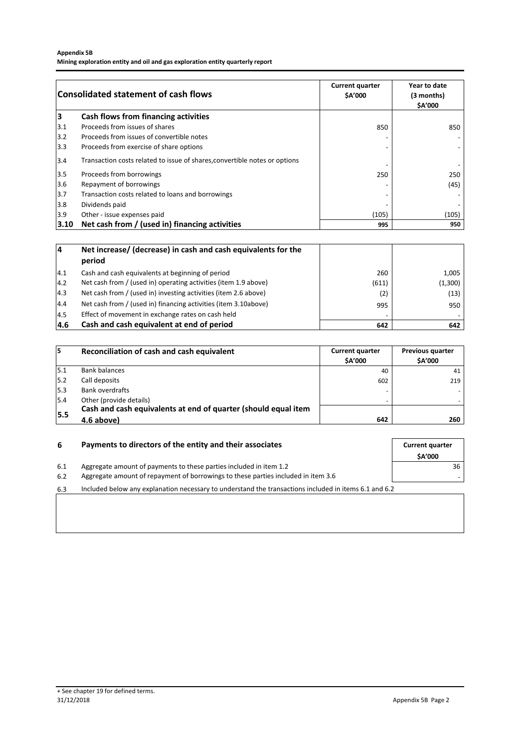| | Consolidated statement of cash flows | Current quarter $A'000 | Year to date (3 months) $A'000 |
|---|---|---|---|
| **3** | **Cash flows from financing activities** | | |
| 3.1 | Proceeds from issues of shares | 850 | 850 |
| 3.2 | Proceeds from issues of convertible notes | - | - |
| 3.3 | Proceeds from exercise of share options | - | - |
| 3.4 | Transaction costs related to issue of shares,convertible notes or options | - | - |
| 3.5 | Proceeds from borrowings | 250 | 250 |
| 3.6 | Repayment of borrowings | - | (45) |
| 3.7 | Transaction costs related to loans and borrowings | - | - |
| 3.8 | Dividends paid | - | - |
| 3.9 | Other - issue expenses paid | (105) | (105) |
| **3.10** | **Net cash from / (used in) financing activities** | **995** | **950** |

| | | | |
|---|---|---|---|
| **4** | **Net increase/ (decrease) in cash and cash equivalents for the period** | | |
| 4.1 | Cash and cash equivalents at beginning of period | 260 | 1,005 |
| 4.2 | Net cash from / (used in) operating activities (item 1.9 above) | (611) | (1,300) |
| 4.3 | Net cash from / (used in) investing activities (item 2.6 above) | (2) | (13) |
| 4.4 | Net cash from / (used in) financing activities (item 3.10above) | 995 | 950 |
| 4.5 | Effect of movement in exchange rates on cash held | - | - |
| **4.6** | **Cash and cash equivalent at end of period** | **642** | **642** |

| **5** | **Reconciliation of cash and cash equivalent** | Current quarter $A'000 | Previous quarter $A'000 |
|---|---|---|---|
| 5.1 | Bank balances | 40 | 41 |
| 5.2 | Call deposits | 602 | 219 |
| 5.3 | Bank overdrafts | - | - |
| 5.4 | Other (provide details) | - | - |
| **5.5** | **Cash and cash equivalents at end of quarter (should equal item 4.6 above)** | **642** | **260** |

| **6** | **Payments to directors of the entity and their associates** | Current quarter $A'000 |
|---|---|---|
| 6.1 | Aggregate amount of payments to these parties included in item 1.2 | 36 |
| 6.2 | Aggregate amount of repayment of borrowings to these parties included in item 3.6 | - |

6.3 Included below any explanation necessary to understand the transactions included in items 6.1 and 6.2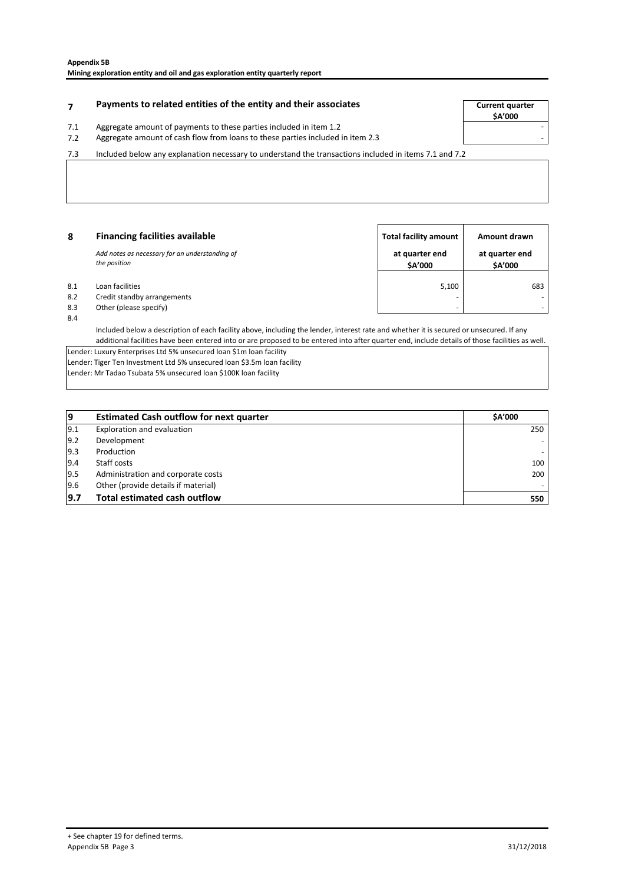## 7 Payments to related entities of the entity and their associates

| | | Current quarter $A'000 |
|---|---|---|
| 7.1 | Aggregate amount of payments to these parties included in item 1.2 | - |
| 7.2 | Aggregate amount of cash flow from loans to these parties included in item 2.3 | - |

7.3 Included below any explanation necessary to understand the transactions included in items 7.1 and 7.2

## 8 Financing facilities available

*Add notes as necessary for an understanding of the position*

| | | Total facility amount at quarter end $A'000 | Amount drawn at quarter end $A'000 |
|---|---|---|---|
| 8.1 | Loan facilities | 5,100 | 683 |
| 8.2 | Credit standby arrangements | - | - |
| 8.3 | Other (please specify) | - | - |

8.4 Included below a description of each facility above, including the lender, interest rate and whether it is secured or unsecured. If any additional facilities have been entered into or are proposed to be entered into after quarter end, include details of those facilities as well.

Lender: Luxury Enterprises Ltd 5% unsecured loan $1m loan facility
Lender: Tiger Ten Investment Ltd 5% unsecured loan $3.5m loan facility
Lender: Mr Tadao Tsubata 5% unsecured loan $100K loan facility

| 9 | Estimated Cash outflow for next quarter | $A'000 |
|---|---|---|
| 9.1 | Exploration and evaluation | 250 |
| 9.2 | Development | - |
| 9.3 | Production | - |
| 9.4 | Staff costs | 100 |
| 9.5 | Administration and corporate costs | 200 |
| 9.6 | Other (provide details if material) | - |
| **9.7** | **Total estimated cash outflow** | **550** |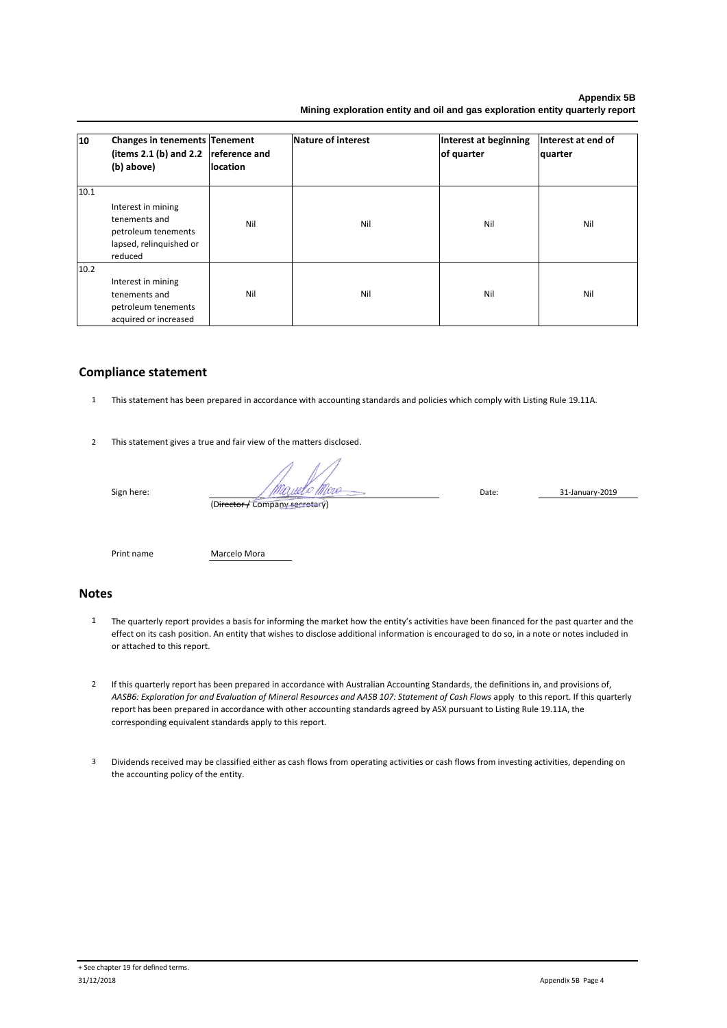| 10 | Changes in tenements (items 2.1 (b) and 2.2 (b) above) | Tenement reference and location | Nature of interest | Interest at beginning of quarter | Interest at end of quarter |
|---|---|---|---|---|---|
| 10.1 | Interest in mining tenements and petroleum tenements lapsed, relinquished or reduced | Nil | Nil | Nil | Nil |
| 10.2 | Interest in mining tenements and petroleum tenements acquired or increased | Nil | Nil | Nil | Nil |

## Compliance statement

1. This statement has been prepared in accordance with accounting standards and policies which comply with Listing Rule 19.11A.

2. This statement gives a true and fair view of the matters disclosed.

Sign here: ______________________ Date: 31-January-2019

(~~Director /~~ Company secretary)

Print name Marcelo Mora

## Notes

1. The quarterly report provides a basis for informing the market how the entity's activities have been financed for the past quarter and the effect on its cash position. An entity that wishes to disclose additional information is encouraged to do so, in a note or notes included in or attached to this report.

2. If this quarterly report has been prepared in accordance with Australian Accounting Standards, the definitions in, and provisions of, *AASB6: Exploration for and Evaluation of Mineral Resources and AASB 107: Statement of Cash Flows* apply to this report. If this quarterly report has been prepared in accordance with other accounting standards agreed by ASX pursuant to Listing Rule 19.11A, the corresponding equivalent standards apply to this report.

3. Dividends received may be classified either as cash flows from operating activities or cash flows from investing activities, depending on the accounting policy of the entity.

+ See chapter 19 for defined terms.